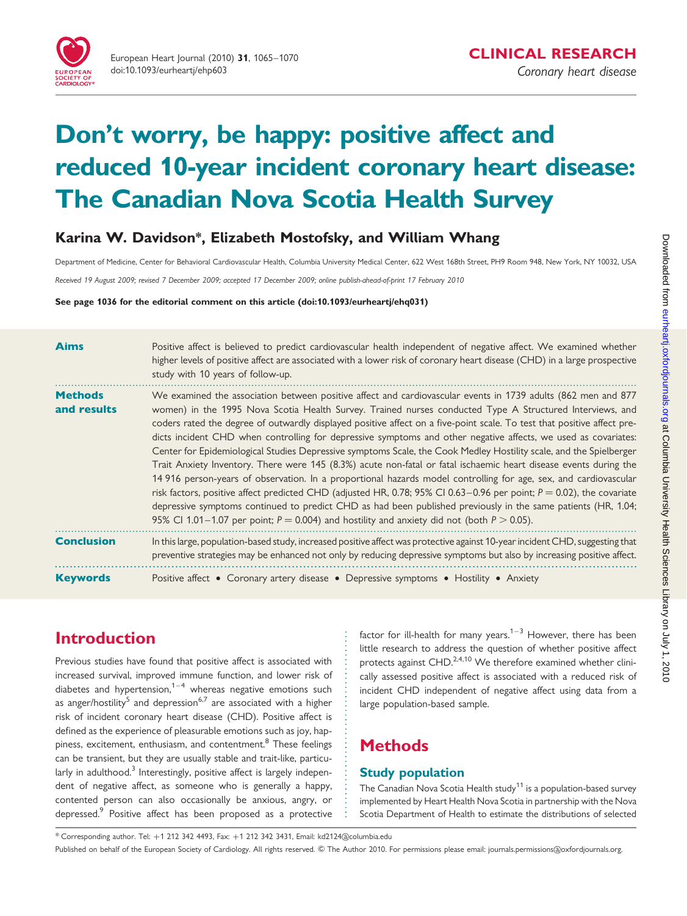CLINICAL RESEARCH

*Coronary heart disease*

# Don't worry, be happy: positive affect and reduced 10-year incident coronary heart disease: The Canadian Nova Scotia Health Survey

**Karina W. Davidson*, Elizabeth Mostofsky, and William Whang**

Department of Medicine, Center for Behavioral Cardiovascular Health, Columbia University Medical Center, 622 West 168th Street, PH9 Room 948, New York, NY 10032, USA

*Received 19 August 2009; revised 7 December 2009; accepted 17 December 2009; online publish-ahead-of-print 17 February 2010*

**See page 1036 for the editorial comment on this article (doi:10.1093/eurheartj/ehq031)**

**Aims** Positive affect is believed to predict cardiovascular health independent of negative affect. We examined whether higher levels of positive affect are associated with a lower risk of coronary heart disease (CHD) in a large prospective study with 10 years of follow-up.

**Methods and results** We examined the association between positive affect and cardiovascular events in 1739 adults (862 men and 877 women) in the 1995 Nova Scotia Health Survey. Trained nurses conducted Type A Structured Interviews, and coders rated the degree of outwardly displayed positive affect on a five-point scale. To test that positive affect predicts incident CHD when controlling for depressive symptoms and other negative affects, we used as covariates: Center for Epidemiological Studies Depressive symptoms Scale, the Cook Medley Hostility scale, and the Spielberger Trait Anxiety Inventory. There were 145 (8.3%) acute non-fatal or fatal ischaemic heart disease events during the 14 916 person-years of observation. In a proportional hazards model controlling for age, sex, and cardiovascular risk factors, positive affect predicted CHD (adjusted HR, 0.78; 95% CI 0.63–0.96 per point; $P = 0.02$), the covariate depressive symptoms continued to predict CHD as had been published previously in the same patients (HR, 1.04; 95% CI 1.01–1.07 per point; $P = 0.004$) and hostility and anxiety did not (both $P > 0.05$).

**Conclusion** In this large, population-based study, increased positive affect was protective against 10-year incident CHD, suggesting that preventive strategies may be enhanced not only by reducing depressive symptoms but also by increasing positive affect.

**Keywords** Positive affect • Coronary artery disease • Depressive symptoms • Hostility • Anxiety

## Introduction

Previous studies have found that positive affect is associated with increased survival, improved immune function, and lower risk of diabetes and hypertension,[1–4] whereas negative emotions such as anger/hostility[5] and depression[6,7] are associated with a higher risk of incident coronary heart disease (CHD). Positive affect is defined as the experience of pleasurable emotions such as joy, happiness, excitement, enthusiasm, and contentment.[8] These feelings can be transient, but they are usually stable and trait-like, particularly in adulthood.[3] Interestingly, positive affect is largely independent of negative affect, as someone who is generally a happy, contented person can also occasionally be anxious, angry, or depressed.[9] Positive affect has been proposed as a protective factor for ill-health for many years.[1–3] However, there has been little research to address the question of whether positive affect protects against CHD.[2,4,10] We therefore examined whether clinically assessed positive affect is associated with a reduced risk of incident CHD independent of negative affect using data from a large population-based sample.

## Methods

### Study population

The Canadian Nova Scotia Health study[11] is a population-based survey implemented by Heart Health Nova Scotia in partnership with the Nova Scotia Department of Health to estimate the distributions of selected

* Corresponding author. Tel: +1 212 342 4493, Fax: +1 212 342 3431, Email: kd2124@columbia.edu

Published on behalf of the European Society of Cardiology. All rights reserved. © The Author 2010. For permissions please email: journals.permissions@oxfordjournals.org.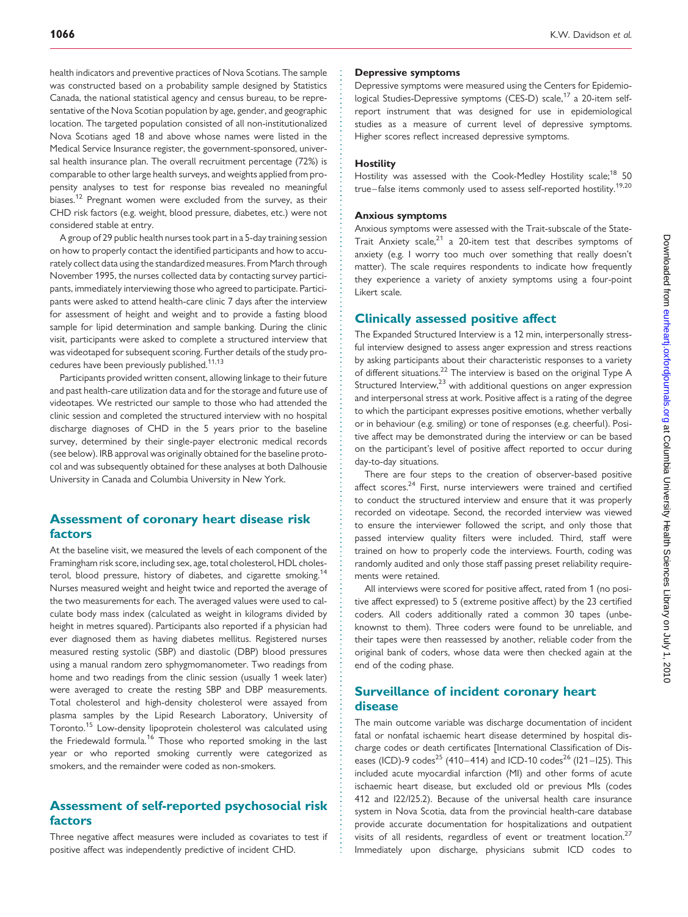health indicators and preventive practices of Nova Scotians. The sample was constructed based on a probability sample designed by Statistics Canada, the national statistical agency and census bureau, to be representative of the Nova Scotian population by age, gender, and geographic location. The targeted population consisted of all non-institutionalized Nova Scotians aged 18 and above whose names were listed in the Medical Service Insurance register, the government-sponsored, universal health insurance plan. The overall recruitment percentage (72%) is comparable to other large health surveys, and weights applied from propensity analyses to test for response bias revealed no meaningful biases.[12] Pregnant women were excluded from the survey, as their CHD risk factors (e.g. weight, blood pressure, diabetes, etc.) were not considered stable at entry.

A group of 29 public health nurses took part in a 5-day training session on how to properly contact the identified participants and how to accurately collect data using the standardized measures. From March through November 1995, the nurses collected data by contacting survey participants, immediately interviewing those who agreed to participate. Participants were asked to attend health-care clinic 7 days after the interview for assessment of height and weight and to provide a fasting blood sample for lipid determination and sample banking. During the clinic visit, participants were asked to complete a structured interview that was videotaped for subsequent scoring. Further details of the study procedures have been previously published.[11,13]

Participants provided written consent, allowing linkage to their future and past health-care utilization data and for the storage and future use of videotapes. We restricted our sample to those who had attended the clinic session and completed the structured interview with no hospital discharge diagnoses of CHD in the 5 years prior to the baseline survey, determined by their single-payer electronic medical records (see below). IRB approval was originally obtained for the baseline protocol and was subsequently obtained for these analyses at both Dalhousie University in Canada and Columbia University in New York.

## Assessment of coronary heart disease risk factors

At the baseline visit, we measured the levels of each component of the Framingham risk score, including sex, age, total cholesterol, HDL cholesterol, blood pressure, history of diabetes, and cigarette smoking.[14] Nurses measured weight and height twice and reported the average of the two measurements for each. The averaged values were used to calculate body mass index (calculated as weight in kilograms divided by height in metres squared). Participants also reported if a physician had ever diagnosed them as having diabetes mellitus. Registered nurses measured resting systolic (SBP) and diastolic (DBP) blood pressures using a manual random zero sphygmomanometer. Two readings from home and two readings from the clinic session (usually 1 week later) were averaged to create the resting SBP and DBP measurements. Total cholesterol and high-density cholesterol were assayed from plasma samples by the Lipid Research Laboratory, University of Toronto.[15] Low-density lipoprotein cholesterol was calculated using the Friedewald formula.[16] Those who reported smoking in the last year or who reported smoking currently were categorized as smokers, and the remainder were coded as non-smokers.

## Assessment of self-reported psychosocial risk factors

Three negative affect measures were included as covariates to test if positive affect was independently predictive of incident CHD.

### Depressive symptoms

Depressive symptoms were measured using the Centers for Epidemiological Studies-Depressive symptoms (CES-D) scale,[17] a 20-item self-report instrument that was designed for use in epidemiological studies as a measure of current level of depressive symptoms. Higher scores reflect increased depressive symptoms.

### Hostility

Hostility was assessed with the Cook-Medley Hostility scale;[18] 50 true–false items commonly used to assess self-reported hostility.[19,20]

### Anxious symptoms

Anxious symptoms were assessed with the Trait-subscale of the State-Trait Anxiety scale,[21] a 20-item test that describes symptoms of anxiety (e.g. I worry too much over something that really doesn't matter). The scale requires respondents to indicate how frequently they experience a variety of anxiety symptoms using a four-point Likert scale.

## Clinically assessed positive affect

The Expanded Structured Interview is a 12 min, interpersonally stressful interview designed to assess anger expression and stress reactions by asking participants about their characteristic responses to a variety of different situations.[22] The interview is based on the original Type A Structured Interview,[23] with additional questions on anger expression and interpersonal stress at work. Positive affect is a rating of the degree to which the participant expresses positive emotions, whether verbally or in behaviour (e.g. smiling) or tone of responses (e.g. cheerful). Positive affect may be demonstrated during the interview or can be based on the participant's level of positive affect reported to occur during day-to-day situations.

There are four steps to the creation of observer-based positive affect scores.[24] First, nurse interviewers were trained and certified to conduct the structured interview and ensure that it was properly recorded on videotape. Second, the recorded interview was viewed to ensure the interviewer followed the script, and only those that passed interview quality filters were included. Third, staff were trained on how to properly code the interviews. Fourth, coding was randomly audited and only those staff passing preset reliability requirements were retained.

All interviews were scored for positive affect, rated from 1 (no positive affect expressed) to 5 (extreme positive affect) by the 23 certified coders. All coders additionally rated a common 30 tapes (unbeknownst to them). Three coders were found to be unreliable, and their tapes were then reassessed by another, reliable coder from the original bank of coders, whose data were then checked again at the end of the coding phase.

## Surveillance of incident coronary heart disease

The main outcome variable was discharge documentation of incident fatal or nonfatal ischaemic heart disease determined by hospital discharge codes or death certificates [International Classification of Diseases (ICD)-9 codes[25] (410–414) and ICD-10 codes[26] (I21–I25). This included acute myocardial infarction (MI) and other forms of acute ischaemic heart disease, but excluded old or previous MIs (codes 412 and I22/I25.2). Because of the universal health care insurance system in Nova Scotia, data from the provincial health-care database provide accurate documentation for hospitalizations and outpatient visits of all residents, regardless of event or treatment location.[27] Immediately upon discharge, physicians submit ICD codes to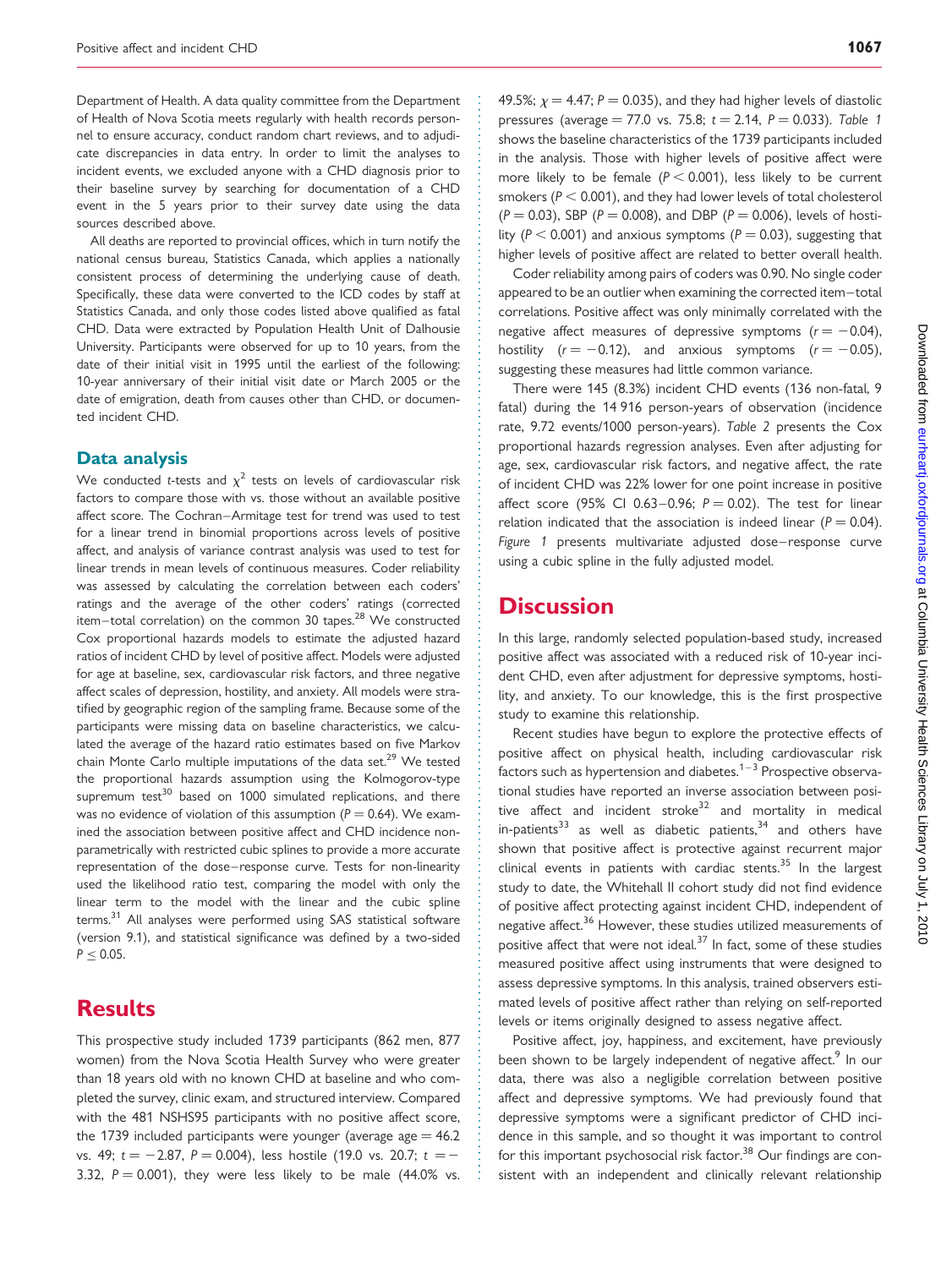Department of Health. A data quality committee from the Department of Health of Nova Scotia meets regularly with health records personnel to ensure accuracy, conduct random chart reviews, and to adjudicate discrepancies in data entry. In order to limit the analyses to incident events, we excluded anyone with a CHD diagnosis prior to their baseline survey by searching for documentation of a CHD event in the 5 years prior to their survey date using the data sources described above.

All deaths are reported to provincial offices, which in turn notify the national census bureau, Statistics Canada, which applies a nationally consistent process of determining the underlying cause of death. Specifically, these data were converted to the ICD codes by staff at Statistics Canada, and only those codes listed above qualified as fatal CHD. Data were extracted by Population Health Unit of Dalhousie University. Participants were observed for up to 10 years, from the date of their initial visit in 1995 until the earliest of the following: 10-year anniversary of their initial visit date or March 2005 or the date of emigration, death from causes other than CHD, or documented incident CHD.

## Data analysis

We conducted *t*-tests and $\chi^2$ tests on levels of cardiovascular risk factors to compare those with vs. those without an available positive affect score. The Cochran–Armitage test for trend was used to test for a linear trend in binomial proportions across levels of positive affect, and analysis of variance contrast analysis was used to test for linear trends in mean levels of continuous measures. Coder reliability was assessed by calculating the correlation between each coders' ratings and the average of the other coders' ratings (corrected item–total correlation) on the common 30 tapes.[28] We constructed Cox proportional hazards models to estimate the adjusted hazard ratios of incident CHD by level of positive affect. Models were adjusted for age at baseline, sex, cardiovascular risk factors, and three negative affect scales of depression, hostility, and anxiety. All models were stratified by geographic region of the sampling frame. Because some of the participants were missing data on baseline characteristics, we calculated the average of the hazard ratio estimates based on five Markov chain Monte Carlo multiple imputations of the data set.[29] We tested the proportional hazards assumption using the Kolmogorov-type supremum test[30] based on 1000 simulated replications, and there was no evidence of violation of this assumption ($P = 0.64$). We examined the association between positive affect and CHD incidence non-parametrically with restricted cubic splines to provide a more accurate representation of the dose–response curve. Tests for non-linearity used the likelihood ratio test, comparing the model with only the linear term to the model with the linear and the cubic spline terms.[31] All analyses were performed using SAS statistical software (version 9.1), and statistical significance was defined by a two-sided $P \leq 0.05$.

# Results

This prospective study included 1739 participants (862 men, 877 women) from the Nova Scotia Health Survey who were greater than 18 years old with no known CHD at baseline and who completed the survey, clinic exam, and structured interview. Compared with the 481 NSHS95 participants with no positive affect score, the 1739 included participants were younger (average age = 46.2 vs. 49; $t = -2.87$, $P = 0.004$), less hostile (19.0 vs. 20.7; $t = -3.32$, $P = 0.001$), they were less likely to be male (44.0% vs. 49.5%; $\chi = 4.47$; $P = 0.035$), and they had higher levels of diastolic pressures (average = 77.0 vs. 75.8; $t = 2.14$, $P = 0.033$). *Table 1* shows the baseline characteristics of the 1739 participants included in the analysis. Those with higher levels of positive affect were more likely to be female ($P < 0.001$), less likely to be current smokers ($P < 0.001$), and they had lower levels of total cholesterol ($P = 0.03$), SBP ($P = 0.008$), and DBP ($P = 0.006$), levels of hostility ($P < 0.001$) and anxious symptoms ($P = 0.03$), suggesting that higher levels of positive affect are related to better overall health.

Coder reliability among pairs of coders was 0.90. No single coder appeared to be an outlier when examining the corrected item–total correlations. Positive affect was only minimally correlated with the negative affect measures of depressive symptoms ($r = -0.04$), hostility ($r = -0.12$), and anxious symptoms ($r = -0.05$), suggesting these measures had little common variance.

There were 145 (8.3%) incident CHD events (136 non-fatal, 9 fatal) during the 14 916 person-years of observation (incidence rate, 9.72 events/1000 person-years). *Table 2* presents the Cox proportional hazards regression analyses. Even after adjusting for age, sex, cardiovascular risk factors, and negative affect, the rate of incident CHD was 22% lower for one point increase in positive affect score (95% CI 0.63–0.96; $P = 0.02$). The test for linear relation indicated that the association is indeed linear ($P = 0.04$). *Figure 1* presents multivariate adjusted dose–response curve using a cubic spline in the fully adjusted model.

# Discussion

In this large, randomly selected population-based study, increased positive affect was associated with a reduced risk of 10-year incident CHD, even after adjustment for depressive symptoms, hostility, and anxiety. To our knowledge, this is the first prospective study to examine this relationship.

Recent studies have begun to explore the protective effects of positive affect on physical health, including cardiovascular risk factors such as hypertension and diabetes.[1–3] Prospective observational studies have reported an inverse association between positive affect and incident stroke[32] and mortality in medical in-patients[33] as well as diabetic patients,[34] and others have shown that positive affect is protective against recurrent major clinical events in patients with cardiac stents.[35] In the largest study to date, the Whitehall II cohort study did not find evidence of positive affect protecting against incident CHD, independent of negative affect.[36] However, these studies utilized measurements of positive affect that were not ideal.[37] In fact, some of these studies measured positive affect using instruments that were designed to assess depressive symptoms. In this analysis, trained observers estimated levels of positive affect rather than relying on self-reported levels or items originally designed to assess negative affect.

Positive affect, joy, happiness, and excitement, have previously been shown to be largely independent of negative affect.[9] In our data, there was also a negligible correlation between positive affect and depressive symptoms. We had previously found that depressive symptoms were a significant predictor of CHD incidence in this sample, and so thought it was important to control for this important psychosocial risk factor.[38] Our findings are consistent with an independent and clinically relevant relationship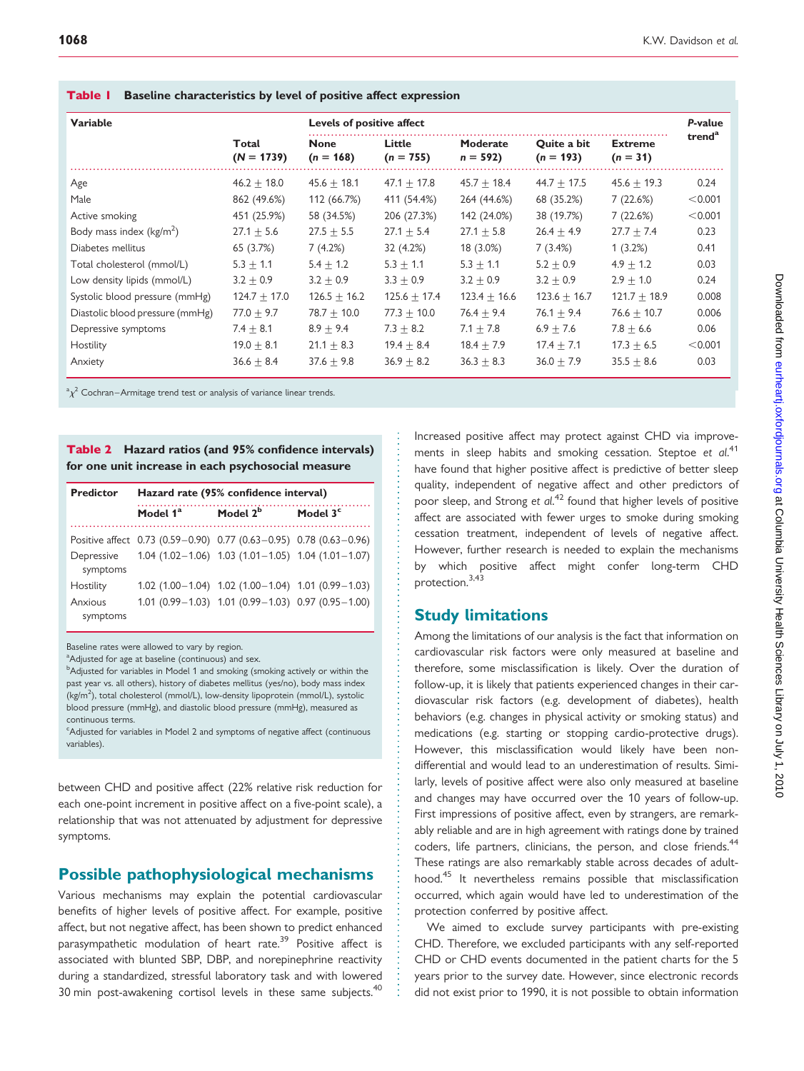**Table 1** Baseline characteristics by level of positive affect expression

| Variable | Total (N = 1739) | Levels of positive affect | | | | | P-value trend[a] |
|---|---|---|---|---|---|---|---|
| | | None (n = 168) | Little (n = 755) | Moderate n = 592) | Quite a bit (n = 193) | Extreme (n = 31) | |
| Age | 46.2 ± 18.0 | 45.6 ± 18.1 | 47.1 ± 17.8 | 45.7 ± 18.4 | 44.7 ± 17.5 | 45.6 ± 19.3 | 0.24 |
| Male | 862 (49.6%) | 112 (66.7%) | 411 (54.4%) | 264 (44.6%) | 68 (35.2%) | 7 (22.6%) | <0.001 |
| Active smoking | 451 (25.9%) | 58 (34.5%) | 206 (27.3%) | 142 (24.0%) | 38 (19.7%) | 7 (22.6%) | <0.001 |
| Body mass index (kg/m$^2$) | 27.1 ± 5.6 | 27.5 ± 5.5 | 27.1 ± 5.4 | 27.1 ± 5.8 | 26.4 ± 4.9 | 27.7 ± 7.4 | 0.23 |
| Diabetes mellitus | 65 (3.7%) | 7 (4.2%) | 32 (4.2%) | 18 (3.0%) | 7 (3.4%) | 1 (3.2%) | 0.41 |
| Total cholesterol (mmol/L) | 5.3 ± 1.1 | 5.4 ± 1.2 | 5.3 ± 1.1 | 5.3 ± 1.1 | 5.2 ± 0.9 | 4.9 ± 1.2 | 0.03 |
| Low density lipids (mmol/L) | 3.2 ± 0.9 | 3.2 ± 0.9 | 3.3 ± 0.9 | 3.2 ± 0.9 | 3.2 ± 0.9 | 2.9 ± 1.0 | 0.24 |
| Systolic blood pressure (mmHg) | 124.7 ± 17.0 | 126.5 ± 16.2 | 125.6 ± 17.4 | 123.4 ± 16.6 | 123.6 ± 16.7 | 121.7 ± 18.9 | 0.008 |
| Diastolic blood pressure (mmHg) | 77.0 ± 9.7 | 78.7 ± 10.0 | 77.3 ± 10.0 | 76.4 ± 9.4 | 76.1 ± 9.4 | 76.6 ± 10.7 | 0.006 |
| Depressive symptoms | 7.4 ± 8.1 | 8.9 ± 9.4 | 7.3 ± 8.2 | 7.1 ± 7.8 | 6.9 ± 7.6 | 7.8 ± 6.6 | 0.06 |
| Hostility | 19.0 ± 8.1 | 21.1 ± 8.3 | 19.4 ± 8.4 | 18.4 ± 7.9 | 17.4 ± 7.1 | 17.3 ± 6.5 | <0.001 |
| Anxiety | 36.6 ± 8.4 | 37.6 ± 9.8 | 36.9 ± 8.2 | 36.3 ± 8.3 | 36.0 ± 7.9 | 35.5 ± 8.6 | 0.03 |

[a]$\chi^2$ Cochran–Armitage trend test or analysis of variance linear trends.

**Table 2** Hazard ratios (and 95% confidence intervals) for one unit increase in each psychosocial measure

| Predictor | Hazard rate (95% confidence interval) | | |
|---|---|---|---|
| | Model 1[a] | Model 2[b] | Model 3[c] |
| Positive affect | 0.73 (0.59–0.90) | 0.77 (0.63–0.95) | 0.78 (0.63–0.96) |
| Depressive symptoms | 1.04 (1.02–1.06) | 1.03 (1.01–1.05) | 1.04 (1.01–1.07) |
| Hostility | 1.02 (1.00–1.04) | 1.02 (1.00–1.04) | 1.01 (0.99–1.03) |
| Anxious symptoms | 1.01 (0.99–1.03) | 1.01 (0.99–1.03) | 0.97 (0.95–1.00) |

Baseline rates were allowed to vary by region.
[a]Adjusted for age at baseline (continuous) and sex.
[b]Adjusted for variables in Model 1 and smoking (smoking actively or within the past year vs. all others), history of diabetes mellitus (yes/no), body mass index (kg/m$^2$), total cholesterol (mmol/L), low-density lipoprotein (mmol/L), systolic blood pressure (mmHg), and diastolic blood pressure (mmHg), measured as continuous terms.
[c]Adjusted for variables in Model 2 and symptoms of negative affect (continuous variables).

between CHD and positive affect (22% relative risk reduction for each one-point increment in positive affect on a five-point scale), a relationship that was not attenuated by adjustment for depressive symptoms.

## Possible pathophysiological mechanisms

Various mechanisms may explain the potential cardiovascular benefits of higher levels of positive affect. For example, positive affect, but not negative affect, has been shown to predict enhanced parasympathetic modulation of heart rate.[39] Positive affect is associated with blunted SBP, DBP, and norepinephrine reactivity during a standardized, stressful laboratory task and with lowered 30 min post-awakening cortisol levels in these same subjects.[40] Increased positive affect may protect against CHD via improvements in sleep habits and smoking cessation. Steptoe *et al.*[41] have found that higher positive affect is predictive of better sleep quality, independent of negative affect and other predictors of poor sleep, and Strong *et al.*[42] found that higher levels of positive affect are associated with fewer urges to smoke during smoking cessation treatment, independent of levels of negative affect. However, further research is needed to explain the mechanisms by which positive affect might confer long-term CHD protection.[3,43]

## Study limitations

Among the limitations of our analysis is the fact that information on cardiovascular risk factors were only measured at baseline and therefore, some misclassification is likely. Over the duration of follow-up, it is likely that patients experienced changes in their cardiovascular risk factors (e.g. development of diabetes), health behaviors (e.g. changes in physical activity or smoking status) and medications (e.g. starting or stopping cardio-protective drugs). However, this misclassification would likely have been non-differential and would lead to an underestimation of results. Similarly, levels of positive affect were also only measured at baseline and changes may have occurred over the 10 years of follow-up. First impressions of positive affect, even by strangers, are remarkably reliable and are in high agreement with ratings done by trained coders, life partners, clinicians, the person, and close friends.[44] These ratings are also remarkably stable across decades of adulthood.[45] It nevertheless remains possible that misclassification occurred, which again would have led to underestimation of the protection conferred by positive affect.

We aimed to exclude survey participants with pre-existing CHD. Therefore, we excluded participants with any self-reported CHD or CHD events documented in the patient charts for the 5 years prior to the survey date. However, since electronic records did not exist prior to 1990, it is not possible to obtain information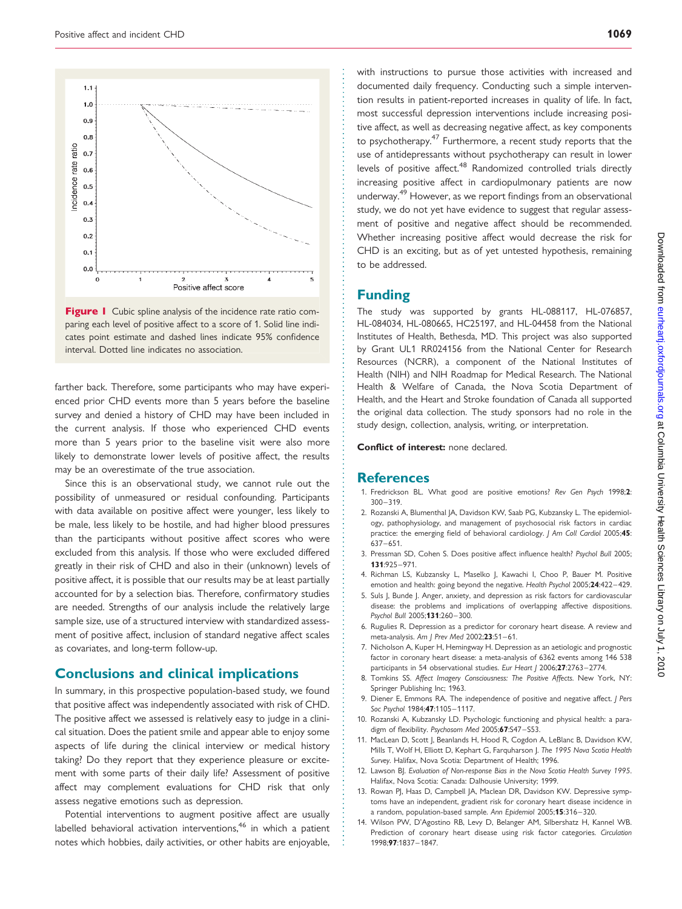1.1
1.0
0.9
0.8
0.7
0.6
0.5
0.4
0.3
0.2
0.1
0.0

Incidence rate ratio

0 1 2 3 4 5

Positive affect score

**Figure 1** Cubic spline analysis of the incidence rate ratio comparing each level of positive affect to a score of 1. Solid line indicates point estimate and dashed lines indicate 95% confidence interval. Dotted line indicates no association.

farther back. Therefore, some participants who may have experienced prior CHD events more than 5 years before the baseline survey and denied a history of CHD may have been included in the current analysis. If those who experienced CHD events more than 5 years prior to the baseline visit were also more likely to demonstrate lower levels of positive affect, the results may be an overestimate of the true association.

Since this is an observational study, we cannot rule out the possibility of unmeasured or residual confounding. Participants with data available on positive affect were younger, less likely to be male, less likely to be hostile, and had higher blood pressures than the participants without positive affect scores who were excluded from this analysis. If those who were excluded differed greatly in their risk of CHD and also in their (unknown) levels of positive affect, it is possible that our results may be at least partially accounted for by a selection bias. Therefore, confirmatory studies are needed. Strengths of our analysis include the relatively large sample size, use of a structured interview with standardized assessment of positive affect, inclusion of standard negative affect scales as covariates, and long-term follow-up.

## Conclusions and clinical implications

In summary, in this prospective population-based study, we found that positive affect was independently associated with risk of CHD. The positive affect we assessed is relatively easy to judge in a clinical situation. Does the patient smile and appear able to enjoy some aspects of life during the clinical interview or medical history taking? Do they report that they experience pleasure or excitement with some parts of their daily life? Assessment of positive affect may complement evaluations for CHD risk that only assess negative emotions such as depression.

Potential interventions to augment positive affect are usually labelled behavioral activation interventions,[46] in which a patient notes which hobbies, daily activities, or other habits are enjoyable, with instructions to pursue those activities with increased and documented daily frequency. Conducting such a simple intervention results in patient-reported increases in quality of life. In fact, most successful depression interventions include increasing positive affect, as well as decreasing negative affect, as key components to psychotherapy.[47] Furthermore, a recent study reports that the use of antidepressants without psychotherapy can result in lower levels of positive affect.[48] Randomized controlled trials directly increasing positive affect in cardiopulmonary patients are now underway.[49] However, as we report findings from an observational study, we do not yet have evidence to suggest that regular assessment of positive and negative affect should be recommended. Whether increasing positive affect would decrease the risk for CHD is an exciting, but as of yet untested hypothesis, remaining to be addressed.

## Funding

The study was supported by grants HL-088117, HL-076857, HL-084034, HL-080665, HC25197, and HL-04458 from the National Institutes of Health, Bethesda, MD. This project was also supported by Grant UL1 RR024156 from the National Center for Research Resources (NCRR), a component of the National Institutes of Health (NIH) and NIH Roadmap for Medical Research. The National Health & Welfare of Canada, the Nova Scotia Department of Health, and the Heart and Stroke foundation of Canada all supported the original data collection. The study sponsors had no role in the study design, collection, analysis, writing, or interpretation.

**Conflict of interest:** none declared.

## References

1. Fredrickson BL. What good are positive emotions? *Rev Gen Psych* 1998;**2**: 300–319.
2. Rozanski A, Blumenthal JA, Davidson KW, Saab PG, Kubzansky L. The epidemiology, pathophysiology, and management of psychosocial risk factors in cardiac practice: the emerging field of behavioral cardiology. *J Am Coll Cardiol* 2005;**45**: 637–651.
3. Pressman SD, Cohen S. Does positive affect influence health? *Psychol Bull* 2005; **131**:925–971.
4. Richman LS, Kubzansky L, Maselko J, Kawachi I, Choo P, Bauer M. Positive emotion and health: going beyond the negative. *Health Psychol* 2005;**24**:422–429.
5. Suls J, Bunde J. Anger, anxiety, and depression as risk factors for cardiovascular disease: the problems and implications of overlapping affective dispositions. *Psychol Bull* 2005;**131**:260–300.
6. Rugulies R. Depression as a predictor for coronary heart disease. A review and meta-analysis. *Am J Prev Med* 2002;**23**:51–61.
7. Nicholson A, Kuper H, Hemingway H. Depression as an aetiologic and prognostic factor in coronary heart disease: a meta-analysis of 6362 events among 146 538 participants in 54 observational studies. *Eur Heart J* 2006;**27**:2763–2774.
8. Tomkins SS. *Affect Imagery Consciousness: The Positive Affects*. New York, NY: Springer Publishing Inc; 1963.
9. Diener E, Emmons RA. The independence of positive and negative affect. *J Pers Soc Psychol* 1984;**47**:1105–1117.
10. Rozanski A, Kubzansky LD. Psychologic functioning and physical health: a paradigm of flexibility. *Psychosom Med* 2005;**67**:S47–S53.
11. MacLean D, Scott J, Beanlands H, Hood R, Cogdon A, LeBlanc B, Davidson KW, Mills T, Wolf H, Elliott D, Kephart G, Farquharson J. *The 1995 Nova Scotia Health Survey*. Halifax, Nova Scotia: Department of Health; 1996.
12. Lawson BJ. *Evaluation of Non-response Bias in the Nova Scotia Health Survey 1995*. Halifax, Nova Scotia: Canada: Dalhousie University; 1999.
13. Rowan PJ, Haas D, Campbell JA, Maclean DR, Davidson KW. Depressive symptoms have an independent, gradient risk for coronary heart disease incidence in a random, population-based sample. *Ann Epidemiol* 2005;**15**:316–320.
14. Wilson PW, D'Agostino RB, Levy D, Belanger AM, Silbershatz H, Kannel WB. Prediction of coronary heart disease using risk factor categories. *Circulation* 1998;**97**:1837–1847.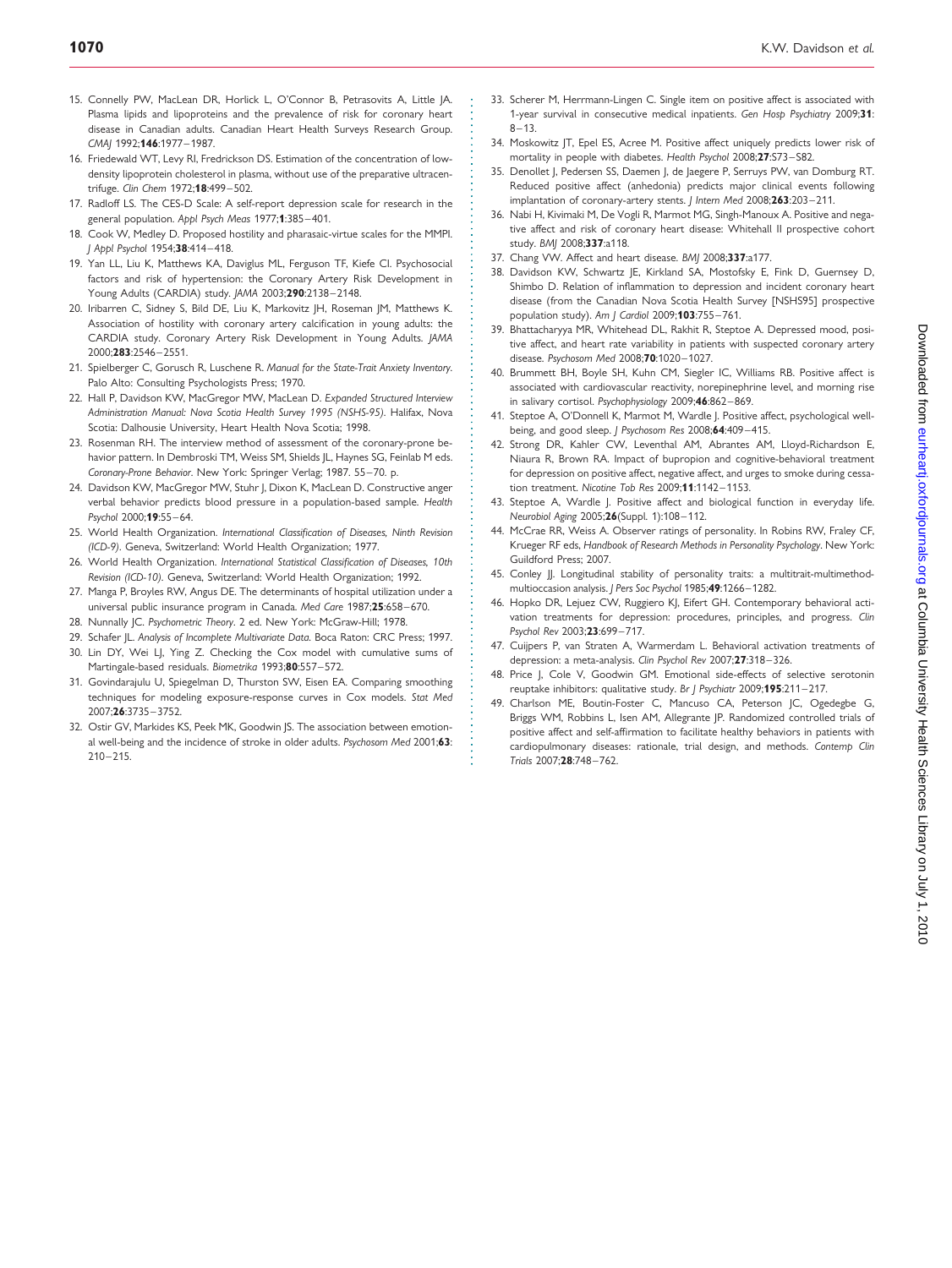15. Connelly PW, MacLean DR, Horlick L, O'Connor B, Petrasovits A, Little JA. Plasma lipids and lipoproteins and the prevalence of risk for coronary heart disease in Canadian adults. Canadian Heart Health Surveys Research Group. *CMAJ* 1992;**146**:1977–1987.
16. Friedewald WT, Levy RI, Fredrickson DS. Estimation of the concentration of low-density lipoprotein cholesterol in plasma, without use of the preparative ultracentrifuge. *Clin Chem* 1972;**18**:499–502.
17. Radloff LS. The CES-D Scale: A self-report depression scale for research in the general population. *Appl Psych Meas* 1977;**1**:385–401.
18. Cook W, Medley D. Proposed hostility and pharasaic-virtue scales for the MMPI. *J Appl Psychol* 1954;**38**:414–418.
19. Yan LL, Liu K, Matthews KA, Daviglus ML, Ferguson TF, Kiefe CI. Psychosocial factors and risk of hypertension: the Coronary Artery Risk Development in Young Adults (CARDIA) study. *JAMA* 2003;**290**:2138–2148.
20. Iribarren C, Sidney S, Bild DE, Liu K, Markovitz JH, Roseman JM, Matthews K. Association of hostility with coronary artery calcification in young adults: the CARDIA study. Coronary Artery Risk Development in Young Adults. *JAMA* 2000;**283**:2546–2551.
21. Spielberger C, Gorusch R, Luschene R. *Manual for the State-Trait Anxiety Inventory*. Palo Alto: Consulting Psychologists Press; 1970.
22. Hall P, Davidson KW, MacGregor MW, MacLean D. *Expanded Structured Interview Administration Manual: Nova Scotia Health Survey 1995 (NSHS-95)*. Halifax, Nova Scotia: Dalhousie University, Heart Health Nova Scotia; 1998.
23. Rosenman RH. The interview method of assessment of the coronary-prone behavior pattern. In Dembroski TM, Weiss SM, Shields JL, Haynes SG, Feinlab M eds. *Coronary-Prone Behavior*. New York: Springer Verlag; 1987. 55–70. p.
24. Davidson KW, MacGregor MW, Stuhr J, Dixon K, MacLean D. Constructive anger verbal behavior predicts blood pressure in a population-based sample. *Health Psychol* 2000;**19**:55–64.
25. World Health Organization. *International Classification of Diseases, Ninth Revision (ICD-9)*. Geneva, Switzerland: World Health Organization; 1977.
26. World Health Organization. *International Statistical Classification of Diseases, 10th Revision (ICD-10)*. Geneva, Switzerland: World Health Organization; 1992.
27. Manga P, Broyles RW, Angus DE. The determinants of hospital utilization under a universal public insurance program in Canada. *Med Care* 1987;**25**:658–670.
28. Nunnally JC. *Psychometric Theory*. 2 ed. New York: McGraw-Hill; 1978.
29. Schafer JL. *Analysis of Incomplete Multivariate Data*. Boca Raton: CRC Press; 1997.
30. Lin DY, Wei LJ, Ying Z. Checking the Cox model with cumulative sums of Martingale-based residuals. *Biometrika* 1993;**80**:557–572.
31. Govindarajulu U, Spiegelman D, Thurston SW, Eisen EA. Comparing smoothing techniques for modeling exposure-response curves in Cox models. *Stat Med* 2007;**26**:3735–3752.
32. Ostir GV, Markides KS, Peek MK, Goodwin JS. The association between emotional well-being and the incidence of stroke in older adults. *Psychosom Med* 2001;**63**: 210–215.
33. Scherer M, Herrmann-Lingen C. Single item on positive affect is associated with 1-year survival in consecutive medical inpatients. *Gen Hosp Psychiatry* 2009;**31**: 8–13.
34. Moskowitz JT, Epel ES, Acree M. Positive affect uniquely predicts lower risk of mortality in people with diabetes. *Health Psychol* 2008;**27**:S73–S82.
35. Denollet J, Pedersen SS, Daemen J, de Jaegere P, Serruys PW, van Domburg RT. Reduced positive affect (anhedonia) predicts major clinical events following implantation of coronary-artery stents. *J Intern Med* 2008;**263**:203–211.
36. Nabi H, Kivimaki M, De Vogli R, Marmot MG, Singh-Manoux A. Positive and negative affect and risk of coronary heart disease: Whitehall II prospective cohort study. *BMJ* 2008;**337**:a118.
37. Chang VW. Affect and heart disease. *BMJ* 2008;**337**:a177.
38. Davidson KW, Schwartz JE, Kirkland SA, Mostofsky E, Fink D, Guernsey D, Shimbo D. Relation of inflammation to depression and incident coronary heart disease (from the Canadian Nova Scotia Health Survey [NSHS95] prospective population study). *Am J Cardiol* 2009;**103**:755–761.
39. Bhattacharyya MR, Whitehead DL, Rakhit R, Steptoe A. Depressed mood, positive affect, and heart rate variability in patients with suspected coronary artery disease. *Psychosom Med* 2008;**70**:1020–1027.
40. Brummett BH, Boyle SH, Kuhn CM, Siegler IC, Williams RB. Positive affect is associated with cardiovascular reactivity, norepinephrine level, and morning rise in salivary cortisol. *Psychophysiology* 2009;**46**:862–869.
41. Steptoe A, O'Donnell K, Marmot M, Wardle J. Positive affect, psychological well-being, and good sleep. *J Psychosom Res* 2008;**64**:409–415.
42. Strong DR, Kahler CW, Leventhal AM, Abrantes AM, Lloyd-Richardson E, Niaura R, Brown RA. Impact of bupropion and cognitive-behavioral treatment for depression on positive affect, negative affect, and urges to smoke during cessation treatment. *Nicotine Tob Res* 2009;**11**:1142–1153.
43. Steptoe A, Wardle J. Positive affect and biological function in everyday life. *Neurobiol Aging* 2005;**26**(Suppl. 1):108–112.
44. McCrae RR, Weiss A. Observer ratings of personality. In Robins RW, Fraley CF, Krueger RF eds, *Handbook of Research Methods in Personality Psychology*. New York: Guildford Press; 2007.
45. Conley JJ. Longitudinal stability of personality traits: a multitrait-multimethod-multioccasion analysis. *J Pers Soc Psychol* 1985;**49**:1266–1282.
46. Hopko DR, Lejuez CW, Ruggiero KJ, Eifert GH. Contemporary behavioral activation treatments for depression: procedures, principles, and progress. *Clin Psychol Rev* 2003;**23**:699–717.
47. Cuijpers P, van Straten A, Warmerdam L. Behavioral activation treatments of depression: a meta-analysis. *Clin Psychol Rev* 2007;**27**:318–326.
48. Price J, Cole V, Goodwin GM. Emotional side-effects of selective serotonin reuptake inhibitors: qualitative study. *Br J Psychiatr* 2009;**195**:211–217.
49. Charlson ME, Boutin-Foster C, Mancuso CA, Peterson JC, Ogedegbe G, Briggs WM, Robbins L, Isen AM, Allegrante JP. Randomized controlled trials of positive affect and self-affirmation to facilitate healthy behaviors in patients with cardiopulmonary diseases: rationale, trial design, and methods. *Contemp Clin Trials* 2007;**28**:748–762.